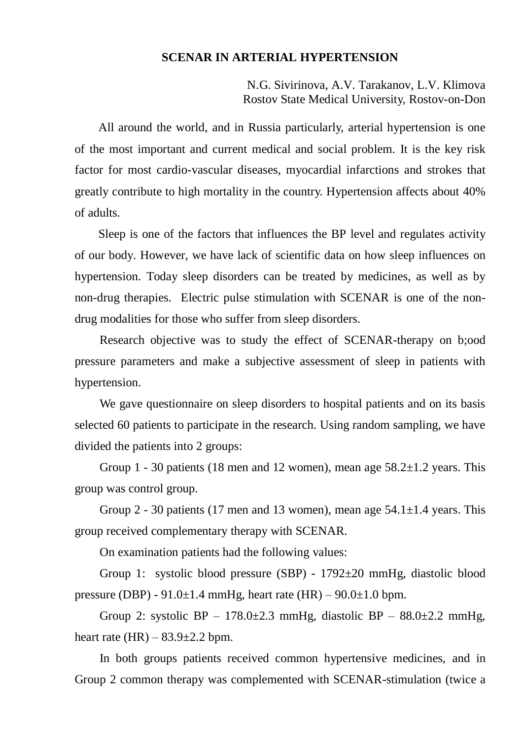# SCENAR IN ARTERIAL HYPERTENSION

N.G. Sivirinova, A.V. Tarakanov, L.V. Klimova
Rostov State Medical University, Rostov-on-Don

All around the world, and in Russia particularly, arterial hypertension is one of the most important and current medical and social problem. It is the key risk factor for most cardio-vascular diseases, myocardial infarctions and strokes that greatly contribute to high mortality in the country. Hypertension affects about 40% of adults.

Sleep is one of the factors that influences the BP level and regulates activity of our body. However, we have lack of scientific data on how sleep influences on hypertension. Today sleep disorders can be treated by medicines, as well as by non-drug therapies. Electric pulse stimulation with SCENAR is one of the non-drug modalities for those who suffer from sleep disorders.

Research objective was to study the effect of SCENAR-therapy on b;ood pressure parameters and make a subjective assessment of sleep in patients with hypertension.

We gave questionnaire on sleep disorders to hospital patients and on its basis selected 60 patients to participate in the research. Using random sampling, we have divided the patients into 2 groups:

Group 1 - 30 patients (18 men and 12 women), mean age 58.2±1.2 years. This group was control group.

Group 2 - 30 patients (17 men and 13 women), mean age 54.1±1.4 years. This group received complementary therapy with SCENAR.

On examination patients had the following values:

Group 1: systolic blood pressure (SBP) - 1792±20 mmHg, diastolic blood pressure (DBP) - 91.0±1.4 mmHg, heart rate (HR) – 90.0±1.0 bpm.

Group 2: systolic BP – 178.0±2.3 mmHg, diastolic BP – 88.0±2.2 mmHg, heart rate (HR) – 83.9±2.2 bpm.

In both groups patients received common hypertensive medicines, and in Group 2 common therapy was complemented with SCENAR-stimulation (twice a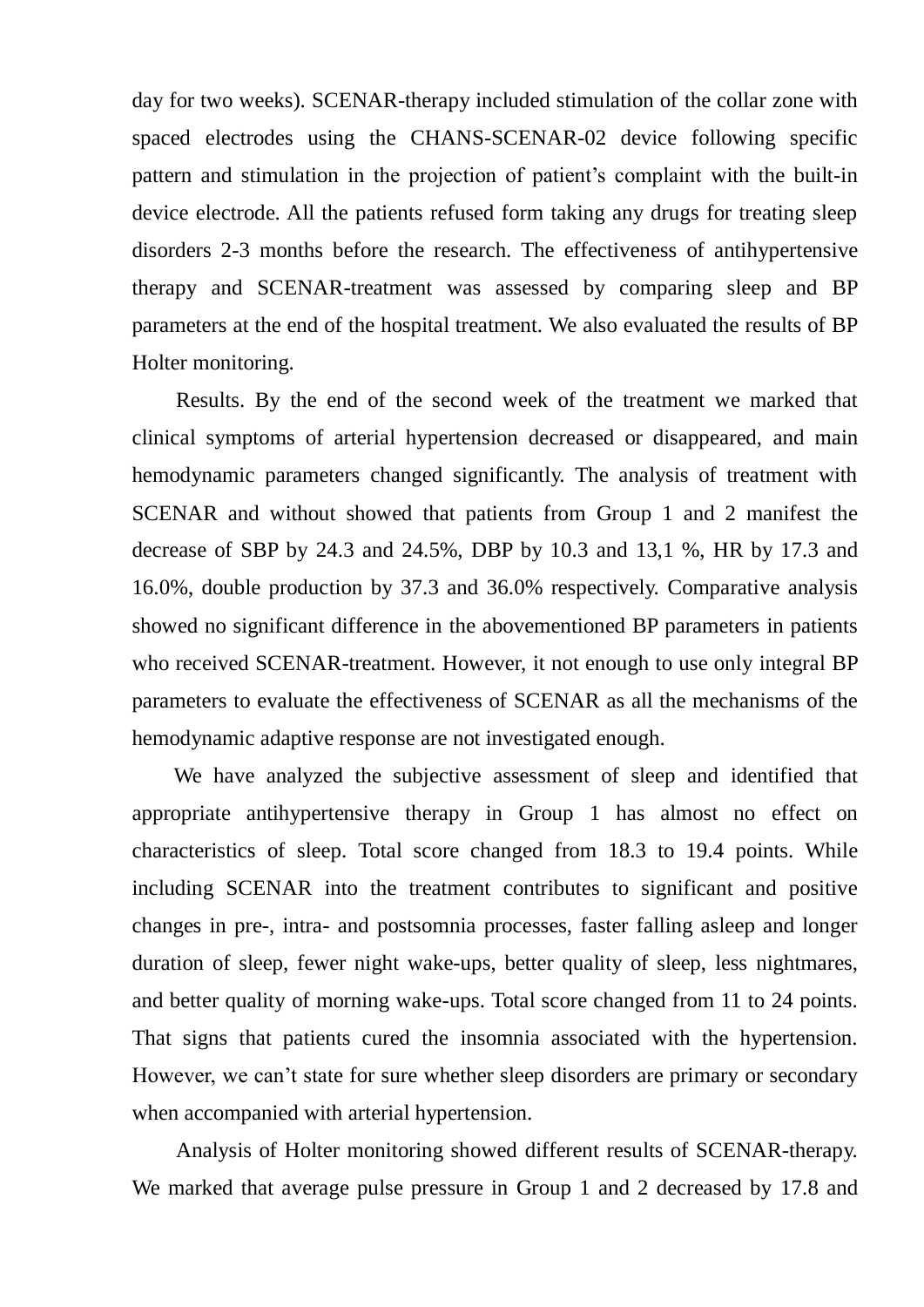day for two weeks). SCENAR-therapy included stimulation of the collar zone with spaced electrodes using the CHANS-SCENAR-02 device following specific pattern and stimulation in the projection of patient's complaint with the built-in device electrode. All the patients refused form taking any drugs for treating sleep disorders 2-3 months before the research. The effectiveness of antihypertensive therapy and SCENAR-treatment was assessed by comparing sleep and BP parameters at the end of the hospital treatment. We also evaluated the results of BP Holter monitoring.

Results. By the end of the second week of the treatment we marked that clinical symptoms of arterial hypertension decreased or disappeared, and main hemodynamic parameters changed significantly. The analysis of treatment with SCENAR and without showed that patients from Group 1 and 2 manifest the decrease of SBP by 24.3 and 24.5%, DBP by 10.3 and 13,1 %, HR by 17.3 and 16.0%, double production by 37.3 and 36.0% respectively. Comparative analysis showed no significant difference in the abovementioned BP parameters in patients who received SCENAR-treatment. However, it not enough to use only integral BP parameters to evaluate the effectiveness of SCENAR as all the mechanisms of the hemodynamic adaptive response are not investigated enough.

We have analyzed the subjective assessment of sleep and identified that appropriate antihypertensive therapy in Group 1 has almost no effect on characteristics of sleep. Total score changed from 18.3 to 19.4 points. While including SCENAR into the treatment contributes to significant and positive changes in pre-, intra- and postsomnia processes, faster falling asleep and longer duration of sleep, fewer night wake-ups, better quality of sleep, less nightmares, and better quality of morning wake-ups. Total score changed from 11 to 24 points. That signs that patients cured the insomnia associated with the hypertension. However, we can't state for sure whether sleep disorders are primary or secondary when accompanied with arterial hypertension.

Analysis of Holter monitoring showed different results of SCENAR-therapy. We marked that average pulse pressure in Group 1 and 2 decreased by 17.8 and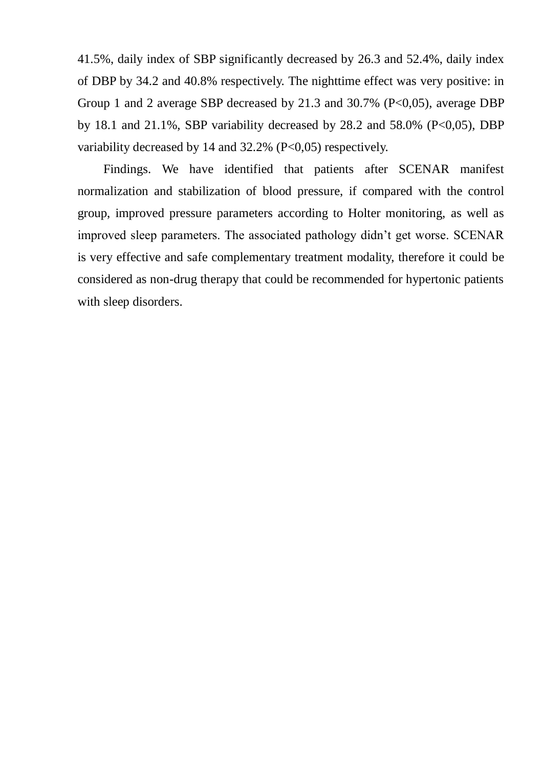41.5%, daily index of SBP significantly decreased by 26.3 and 52.4%, daily index of DBP by 34.2 and 40.8% respectively. The nighttime effect was very positive: in Group 1 and 2 average SBP decreased by 21.3 and 30.7% ($P<0,05$), average DBP by 18.1 and 21.1%, SBP variability decreased by 28.2 and 58.0% ($P<0,05$), DBP variability decreased by 14 and 32.2% ($P<0,05$) respectively.

Findings. We have identified that patients after SCENAR manifest normalization and stabilization of blood pressure, if compared with the control group, improved pressure parameters according to Holter monitoring, as well as improved sleep parameters. The associated pathology didn't get worse. SCENAR is very effective and safe complementary treatment modality, therefore it could be considered as non-drug therapy that could be recommended for hypertonic patients with sleep disorders.